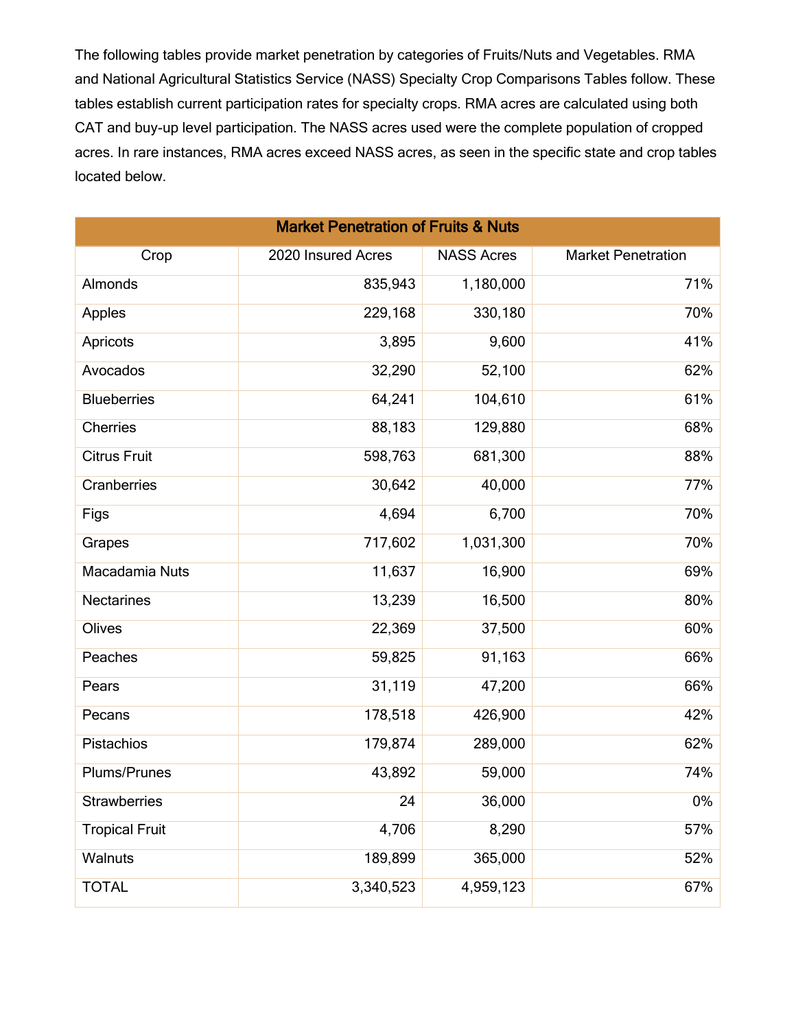The following tables provide market penetration by categories of Fruits/Nuts and Vegetables. RMA and National Agricultural Statistics Service (NASS) Specialty Crop Comparisons Tables follow. These tables establish current participation rates for specialty crops. RMA acres are calculated using both CAT and buy-up level participation. The NASS acres used were the complete population of cropped acres. In rare instances, RMA acres exceed NASS acres, as seen in the specific state and crop tables located below.

| Market Penetration of Fruits & Nuts | | | |
|---|---|---|---|
| Crop | 2020 Insured Acres | NASS Acres | Market Penetration |
| Almonds | 835,943 | 1,180,000 | 71% |
| Apples | 229,168 | 330,180 | 70% |
| Apricots | 3,895 | 9,600 | 41% |
| Avocados | 32,290 | 52,100 | 62% |
| Blueberries | 64,241 | 104,610 | 61% |
| Cherries | 88,183 | 129,880 | 68% |
| Citrus Fruit | 598,763 | 681,300 | 88% |
| Cranberries | 30,642 | 40,000 | 77% |
| Figs | 4,694 | 6,700 | 70% |
| Grapes | 717,602 | 1,031,300 | 70% |
| Macadamia Nuts | 11,637 | 16,900 | 69% |
| Nectarines | 13,239 | 16,500 | 80% |
| Olives | 22,369 | 37,500 | 60% |
| Peaches | 59,825 | 91,163 | 66% |
| Pears | 31,119 | 47,200 | 66% |
| Pecans | 178,518 | 426,900 | 42% |
| Pistachios | 179,874 | 289,000 | 62% |
| Plums/Prunes | 43,892 | 59,000 | 74% |
| Strawberries | 24 | 36,000 | 0% |
| Tropical Fruit | 4,706 | 8,290 | 57% |
| Walnuts | 189,899 | 365,000 | 52% |
| TOTAL | 3,340,523 | 4,959,123 | 67% |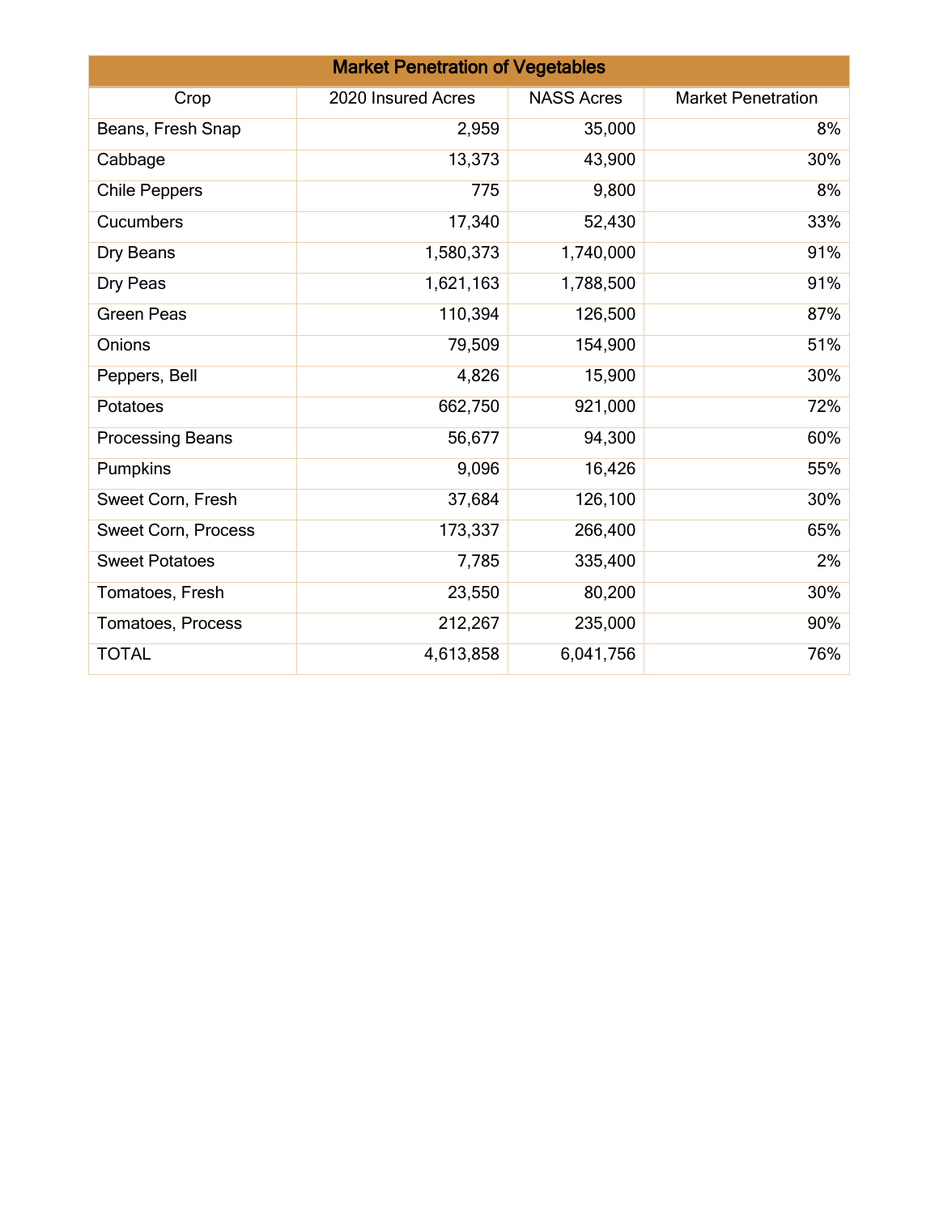| Market Penetration of Vegetables | | | |
|---|---|---|---|
| Crop | 2020 Insured Acres | NASS Acres | Market Penetration |
| Beans, Fresh Snap | 2,959 | 35,000 | 8% |
| Cabbage | 13,373 | 43,900 | 30% |
| Chile Peppers | 775 | 9,800 | 8% |
| Cucumbers | 17,340 | 52,430 | 33% |
| Dry Beans | 1,580,373 | 1,740,000 | 91% |
| Dry Peas | 1,621,163 | 1,788,500 | 91% |
| Green Peas | 110,394 | 126,500 | 87% |
| Onions | 79,509 | 154,900 | 51% |
| Peppers, Bell | 4,826 | 15,900 | 30% |
| Potatoes | 662,750 | 921,000 | 72% |
| Processing Beans | 56,677 | 94,300 | 60% |
| Pumpkins | 9,096 | 16,426 | 55% |
| Sweet Corn, Fresh | 37,684 | 126,100 | 30% |
| Sweet Corn, Process | 173,337 | 266,400 | 65% |
| Sweet Potatoes | 7,785 | 335,400 | 2% |
| Tomatoes, Fresh | 23,550 | 80,200 | 30% |
| Tomatoes, Process | 212,267 | 235,000 | 90% |
| TOTAL | 4,613,858 | 6,041,756 | 76% |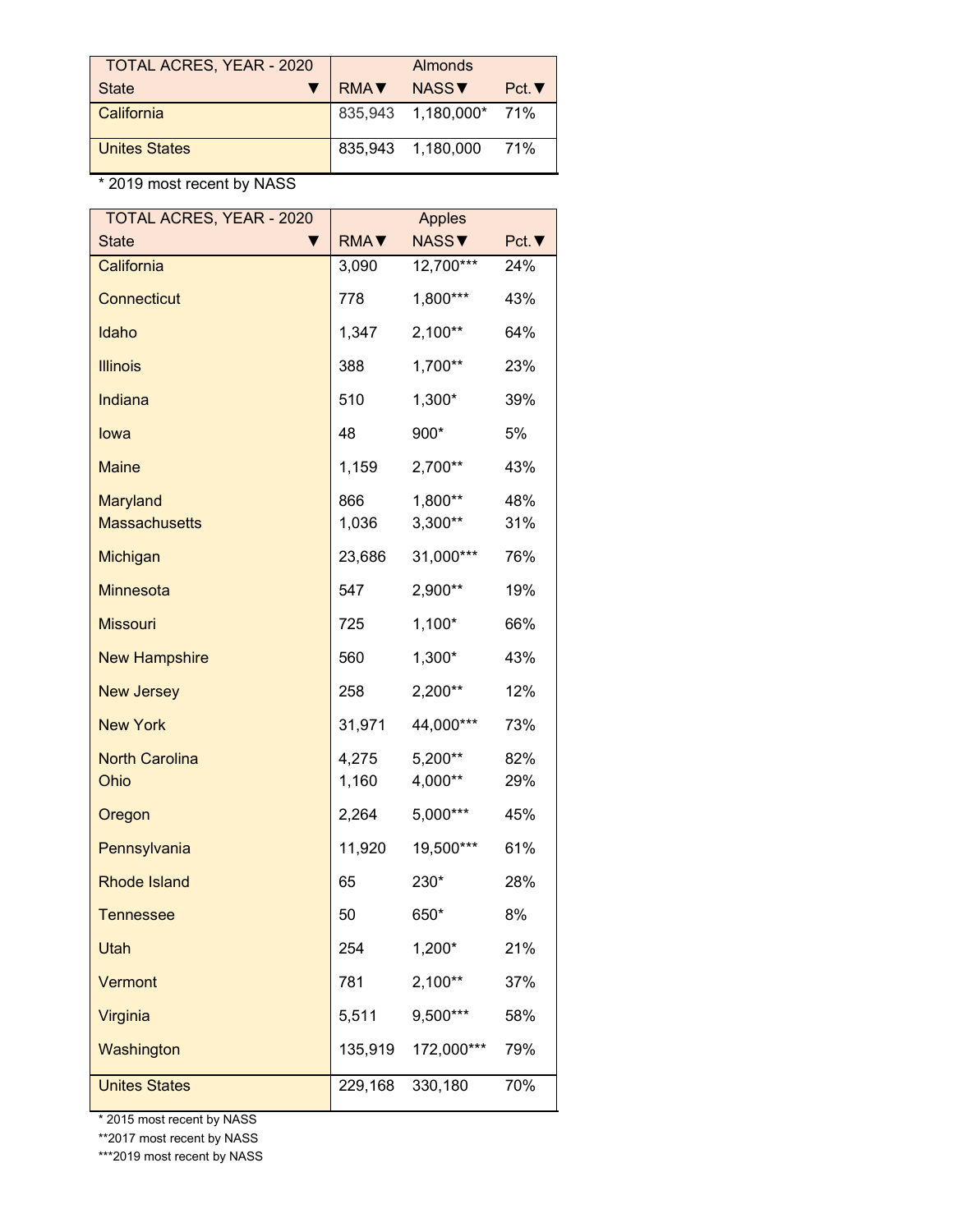| TOTAL ACRES, YEAR - 2020 | Almonds | | |
|---|---|---|---|
| State ▼ | RMA▼ | NASS▼ | Pct.▼ |
| California | 835,943 | 1,180,000* | 71% |
| Unites States | 835,943 | 1,180,000 | 71% |

* 2019 most recent by NASS

| TOTAL ACRES, YEAR - 2020 | Apples | | |
|---|---|---|---|
| State ▼ | RMA▼ | NASS▼ | Pct.▼ |
| California | 3,090 | 12,700*** | 24% |
| Connecticut | 778 | 1,800*** | 43% |
| Idaho | 1,347 | 2,100** | 64% |
| Illinois | 388 | 1,700** | 23% |
| Indiana | 510 | 1,300* | 39% |
| Iowa | 48 | 900* | 5% |
| Maine | 1,159 | 2,700** | 43% |
| Maryland | 866 | 1,800** | 48% |
| Massachusetts | 1,036 | 3,300** | 31% |
| Michigan | 23,686 | 31,000*** | 76% |
| Minnesota | 547 | 2,900** | 19% |
| Missouri | 725 | 1,100* | 66% |
| New Hampshire | 560 | 1,300* | 43% |
| New Jersey | 258 | 2,200** | 12% |
| New York | 31,971 | 44,000*** | 73% |
| North Carolina | 4,275 | 5,200** | 82% |
| Ohio | 1,160 | 4,000** | 29% |
| Oregon | 2,264 | 5,000*** | 45% |
| Pennsylvania | 11,920 | 19,500*** | 61% |
| Rhode Island | 65 | 230* | 28% |
| Tennessee | 50 | 650* | 8% |
| Utah | 254 | 1,200* | 21% |
| Vermont | 781 | 2,100** | 37% |
| Virginia | 5,511 | 9,500*** | 58% |
| Washington | 135,919 | 172,000*** | 79% |
| Unites States | 229,168 | 330,180 | 70% |

* 2015 most recent by NASS

**2017 most recent by NASS

***2019 most recent by NASS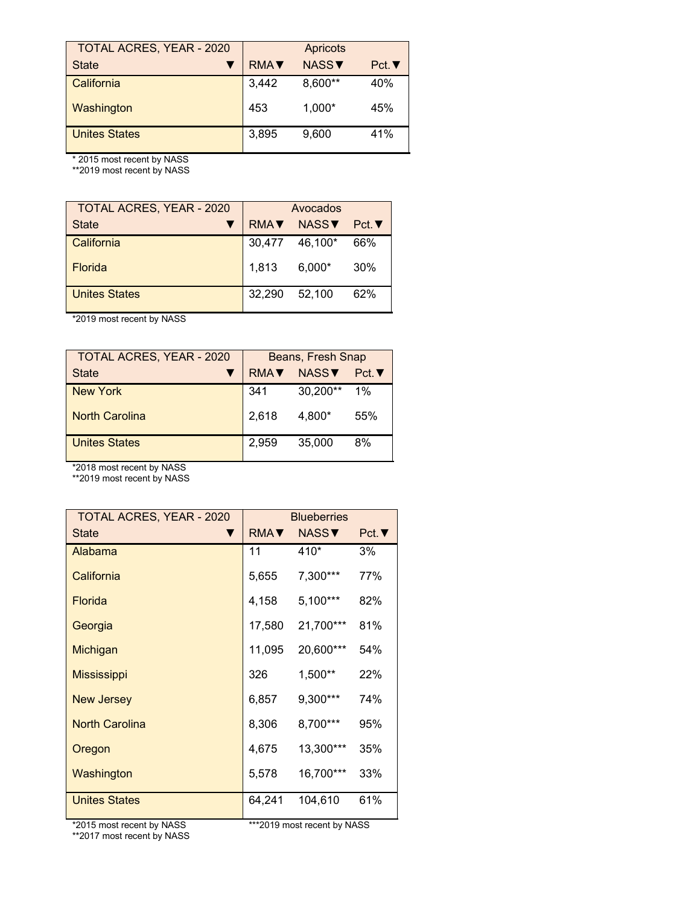| TOTAL ACRES, YEAR - 2020 | Apricots | | |
|---|---|---|---|
| State ▼ | RMA▼ | NASS▼ | Pct.▼ |
| California | 3,442 | 8,600** | 40% |
| Washington | 453 | 1,000* | 45% |
| Unites States | 3,895 | 9,600 | 41% |

* 2015 most recent by NASS
**2019 most recent by NASS

| TOTAL ACRES, YEAR - 2020 | Avocados | | |
|---|---|---|---|
| State ▼ | RMA▼ | NASS▼ | Pct.▼ |
| California | 30,477 | 46,100* | 66% |
| Florida | 1,813 | 6,000* | 30% |
| Unites States | 32,290 | 52,100 | 62% |

*2019 most recent by NASS

| TOTAL ACRES, YEAR - 2020 | Beans, Fresh Snap | | |
|---|---|---|---|
| State ▼ | RMA▼ | NASS▼ | Pct.▼ |
| New York | 341 | 30,200** | 1% |
| North Carolina | 2,618 | 4,800* | 55% |
| Unites States | 2,959 | 35,000 | 8% |

*2018 most recent by NASS
**2019 most recent by NASS

| TOTAL ACRES, YEAR - 2020 | Blueberries | | |
|---|---|---|---|
| State ▼ | RMA▼ | NASS▼ | Pct.▼ |
| Alabama | 11 | 410* | 3% |
| California | 5,655 | 7,300*** | 77% |
| Florida | 4,158 | 5,100*** | 82% |
| Georgia | 17,580 | 21,700*** | 81% |
| Michigan | 11,095 | 20,600*** | 54% |
| Mississippi | 326 | 1,500** | 22% |
| New Jersey | 6,857 | 9,300*** | 74% |
| North Carolina | 8,306 | 8,700*** | 95% |
| Oregon | 4,675 | 13,300*** | 35% |
| Washington | 5,578 | 16,700*** | 33% |
| Unites States | 64,241 | 104,610 | 61% |

*2015 most recent by NASS
**2017 most recent by NASS
***2019 most recent by NASS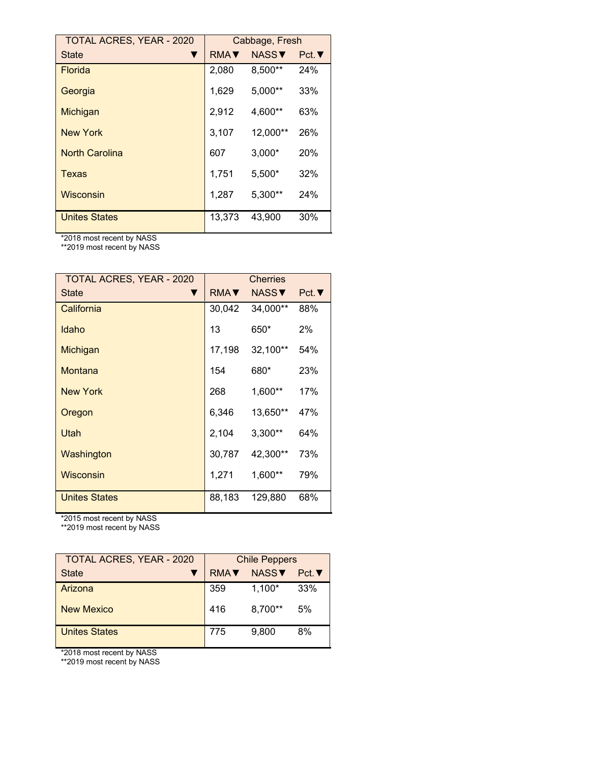| TOTAL ACRES, YEAR - 2020 | Cabbage, Fresh | | |
|---|---|---|---|
| State ▼ | RMA▼ | NASS▼ | Pct.▼ |
| Florida | 2,080 | 8,500** | 24% |
| Georgia | 1,629 | 5,000** | 33% |
| Michigan | 2,912 | 4,600** | 63% |
| New York | 3,107 | 12,000** | 26% |
| North Carolina | 607 | 3,000* | 20% |
| Texas | 1,751 | 5,500* | 32% |
| Wisconsin | 1,287 | 5,300** | 24% |
| Unites States | 13,373 | 43,900 | 30% |

*2018 most recent by NASS
**2019 most recent by NASS

| TOTAL ACRES, YEAR - 2020 | Cherries | | |
|---|---|---|---|
| State ▼ | RMA▼ | NASS▼ | Pct.▼ |
| California | 30,042 | 34,000** | 88% |
| Idaho | 13 | 650* | 2% |
| Michigan | 17,198 | 32,100** | 54% |
| Montana | 154 | 680* | 23% |
| New York | 268 | 1,600** | 17% |
| Oregon | 6,346 | 13,650** | 47% |
| Utah | 2,104 | 3,300** | 64% |
| Washington | 30,787 | 42,300** | 73% |
| Wisconsin | 1,271 | 1,600** | 79% |
| Unites States | 88,183 | 129,880 | 68% |

*2015 most recent by NASS
**2019 most recent by NASS

| TOTAL ACRES, YEAR - 2020 | Chile Peppers | | |
|---|---|---|---|
| State ▼ | RMA▼ | NASS▼ | Pct.▼ |
| Arizona | 359 | 1,100* | 33% |
| New Mexico | 416 | 8,700** | 5% |
| Unites States | 775 | 9,800 | 8% |

*2018 most recent by NASS
**2019 most recent by NASS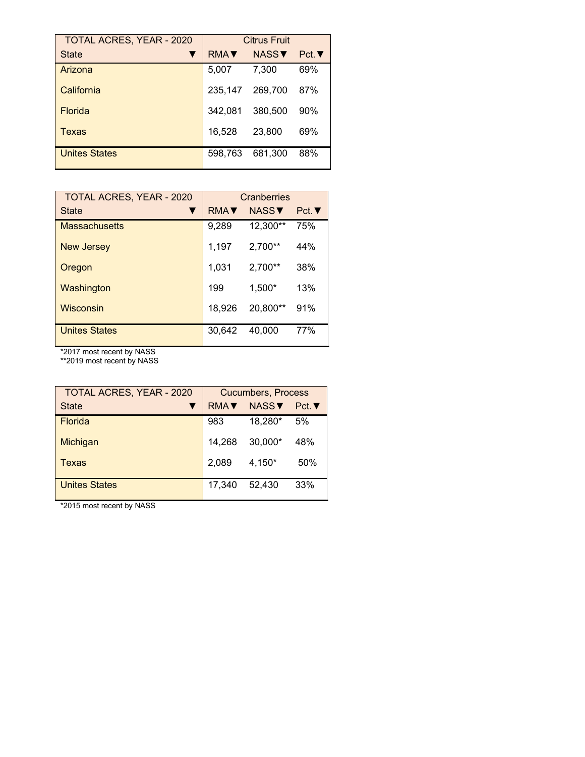| TOTAL ACRES, YEAR - 2020 | Citrus Fruit | | |
|---|---|---|---|
| State ▼ | RMA▼ | NASS▼ | Pct.▼ |
| Arizona | 5,007 | 7,300 | 69% |
| California | 235,147 | 269,700 | 87% |
| Florida | 342,081 | 380,500 | 90% |
| Texas | 16,528 | 23,800 | 69% |
| Unites States | 598,763 | 681,300 | 88% |

| TOTAL ACRES, YEAR - 2020 | Cranberries | | |
|---|---|---|---|
| State ▼ | RMA▼ | NASS▼ | Pct.▼ |
| Massachusetts | 9,289 | 12,300** | 75% |
| New Jersey | 1,197 | 2,700** | 44% |
| Oregon | 1,031 | 2,700** | 38% |
| Washington | 199 | 1,500* | 13% |
| Wisconsin | 18,926 | 20,800** | 91% |
| Unites States | 30,642 | 40,000 | 77% |

*2017 most recent by NASS
**2019 most recent by NASS

| TOTAL ACRES, YEAR - 2020 | Cucumbers, Process | | |
|---|---|---|---|
| State ▼ | RMA▼ | NASS▼ | Pct.▼ |
| Florida | 983 | 18,280* | 5% |
| Michigan | 14,268 | 30,000* | 48% |
| Texas | 2,089 | 4,150* | 50% |
| Unites States | 17,340 | 52,430 | 33% |

*2015 most recent by NASS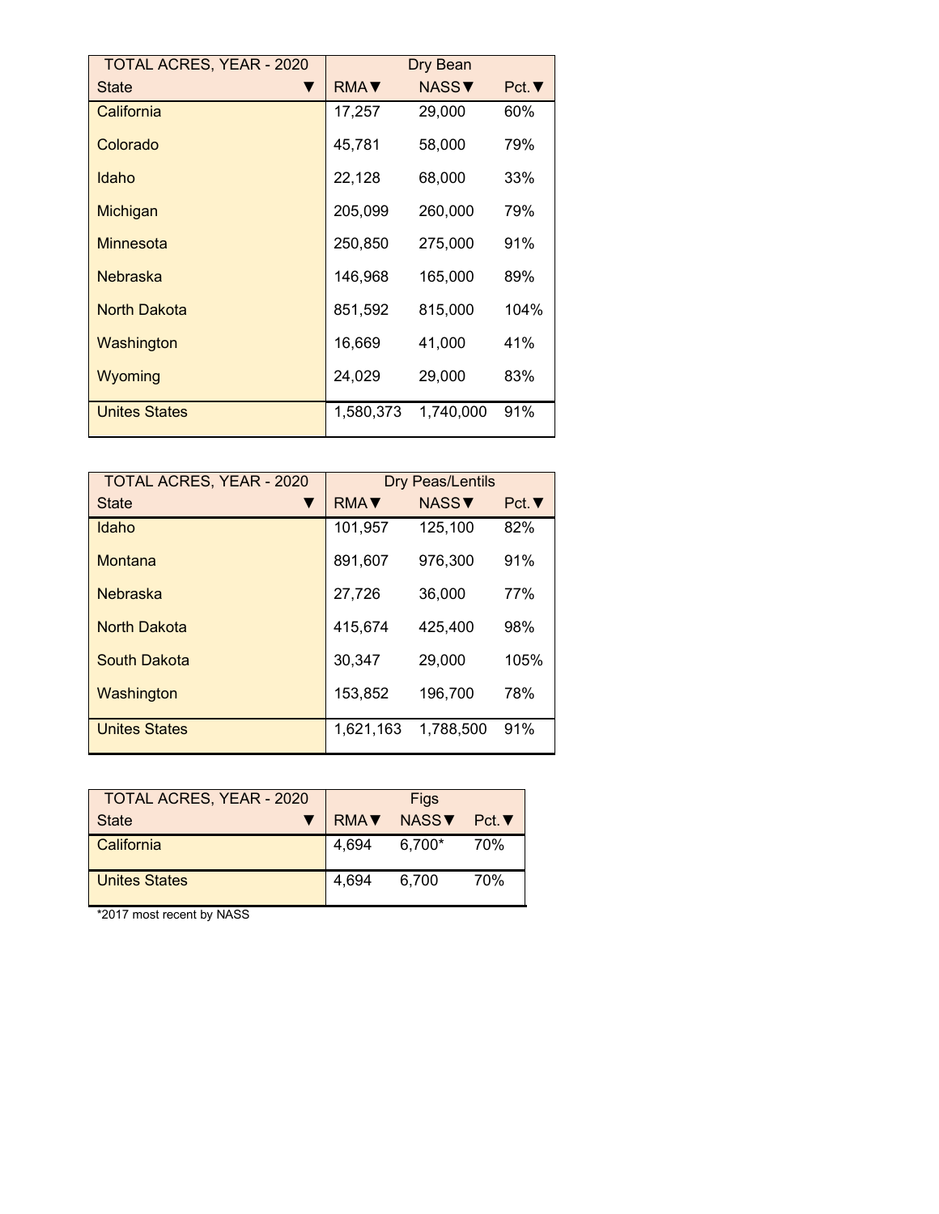| TOTAL ACRES, YEAR - 2020 | Dry Bean | | |
|---|---|---|---|
| State ▼ | RMA▼ | NASS▼ | Pct.▼ |
| California | 17,257 | 29,000 | 60% |
| Colorado | 45,781 | 58,000 | 79% |
| Idaho | 22,128 | 68,000 | 33% |
| Michigan | 205,099 | 260,000 | 79% |
| Minnesota | 250,850 | 275,000 | 91% |
| Nebraska | 146,968 | 165,000 | 89% |
| North Dakota | 851,592 | 815,000 | 104% |
| Washington | 16,669 | 41,000 | 41% |
| Wyoming | 24,029 | 29,000 | 83% |
| Unites States | 1,580,373 | 1,740,000 | 91% |

| TOTAL ACRES, YEAR - 2020 | Dry Peas/Lentils | | |
|---|---|---|---|
| State ▼ | RMA▼ | NASS▼ | Pct.▼ |
| Idaho | 101,957 | 125,100 | 82% |
| Montana | 891,607 | 976,300 | 91% |
| Nebraska | 27,726 | 36,000 | 77% |
| North Dakota | 415,674 | 425,400 | 98% |
| South Dakota | 30,347 | 29,000 | 105% |
| Washington | 153,852 | 196,700 | 78% |
| Unites States | 1,621,163 | 1,788,500 | 91% |

| TOTAL ACRES, YEAR - 2020 | Figs | | |
|---|---|---|---|
| State ▼ | RMA▼ | NASS▼ | Pct.▼ |
| California | 4,694 | 6,700* | 70% |
| Unites States | 4,694 | 6,700 | 70% |

*2017 most recent by NASS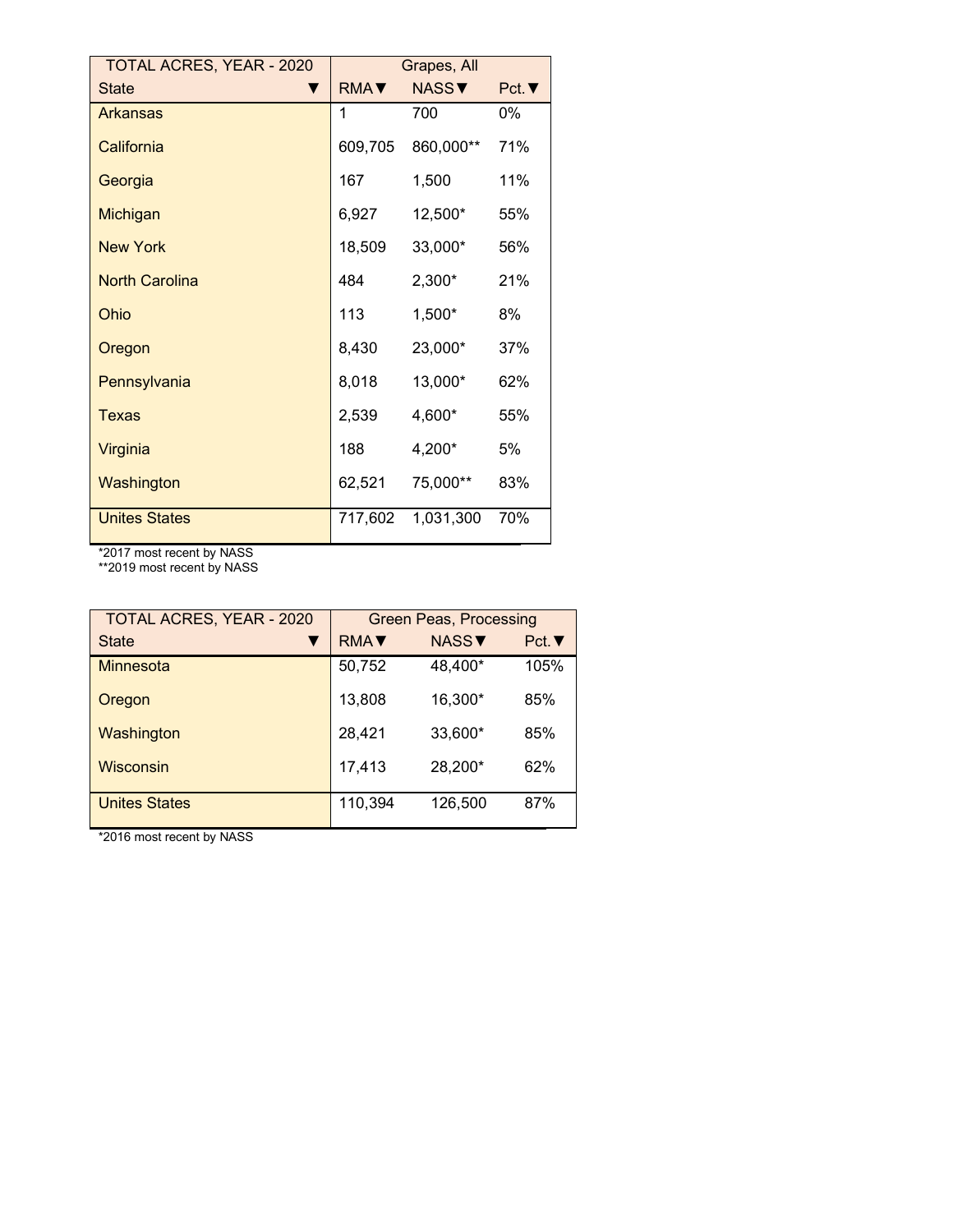| TOTAL ACRES, YEAR - 2020 | Grapes, All | | |
|---|---|---|---|
| State ▼ | RMA▼ | NASS▼ | Pct.▼ |
| Arkansas | 1 | 700 | 0% |
| California | 609,705 | 860,000** | 71% |
| Georgia | 167 | 1,500 | 11% |
| Michigan | 6,927 | 12,500* | 55% |
| New York | 18,509 | 33,000* | 56% |
| North Carolina | 484 | 2,300* | 21% |
| Ohio | 113 | 1,500* | 8% |
| Oregon | 8,430 | 23,000* | 37% |
| Pennsylvania | 8,018 | 13,000* | 62% |
| Texas | 2,539 | 4,600* | 55% |
| Virginia | 188 | 4,200* | 5% |
| Washington | 62,521 | 75,000** | 83% |
| Unites States | 717,602 | 1,031,300 | 70% |

*2017 most recent by NASS
**2019 most recent by NASS

| TOTAL ACRES, YEAR - 2020 | Green Peas, Processing | | |
|---|---|---|---|
| State ▼ | RMA▼ | NASS▼ | Pct.▼ |
| Minnesota | 50,752 | 48,400* | 105% |
| Oregon | 13,808 | 16,300* | 85% |
| Washington | 28,421 | 33,600* | 85% |
| Wisconsin | 17,413 | 28,200* | 62% |
| Unites States | 110,394 | 126,500 | 87% |

*2016 most recent by NASS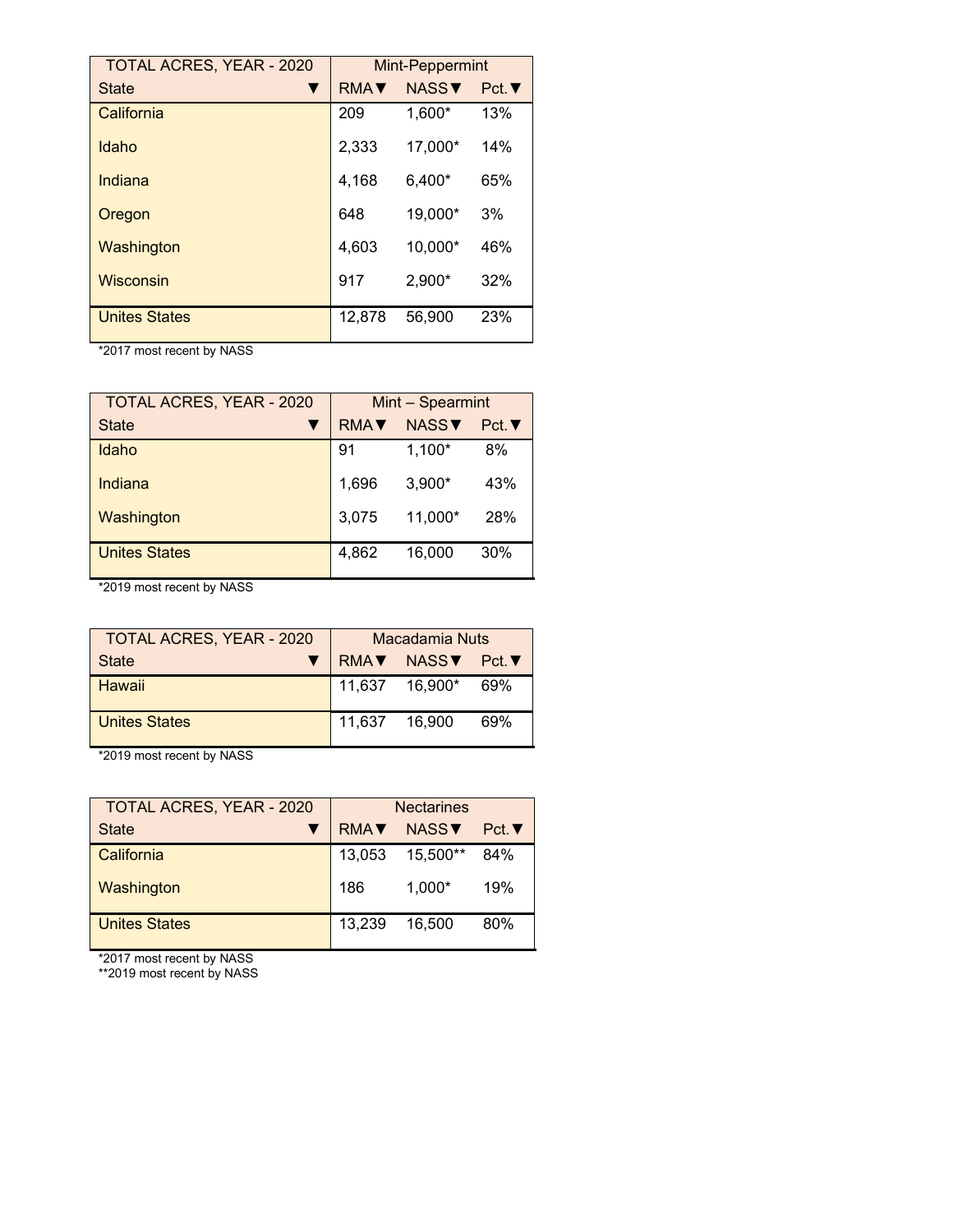| TOTAL ACRES, YEAR - 2020 | Mint-Peppermint | | |
|---|---|---|---|
| State ▼ | RMA▼ | NASS▼ | Pct.▼ |
| California | 209 | 1,600* | 13% |
| Idaho | 2,333 | 17,000* | 14% |
| Indiana | 4,168 | 6,400* | 65% |
| Oregon | 648 | 19,000* | 3% |
| Washington | 4,603 | 10,000* | 46% |
| Wisconsin | 917 | 2,900* | 32% |
| Unites States | 12,878 | 56,900 | 23% |

*2017 most recent by NASS

| TOTAL ACRES, YEAR - 2020 | Mint – Spearmint | | |
|---|---|---|---|
| State ▼ | RMA▼ | NASS▼ | Pct.▼ |
| Idaho | 91 | 1,100* | 8% |
| Indiana | 1,696 | 3,900* | 43% |
| Washington | 3,075 | 11,000* | 28% |
| Unites States | 4,862 | 16,000 | 30% |

*2019 most recent by NASS

| TOTAL ACRES, YEAR - 2020 | Macadamia Nuts | | |
|---|---|---|---|
| State ▼ | RMA▼ | NASS▼ | Pct.▼ |
| Hawaii | 11,637 | 16,900* | 69% |
| Unites States | 11,637 | 16,900 | 69% |

*2019 most recent by NASS

| TOTAL ACRES, YEAR - 2020 | Nectarines | | |
|---|---|---|---|
| State ▼ | RMA▼ | NASS▼ | Pct.▼ |
| California | 13,053 | 15,500** | 84% |
| Washington | 186 | 1,000* | 19% |
| Unites States | 13,239 | 16,500 | 80% |

*2017 most recent by NASS
**2019 most recent by NASS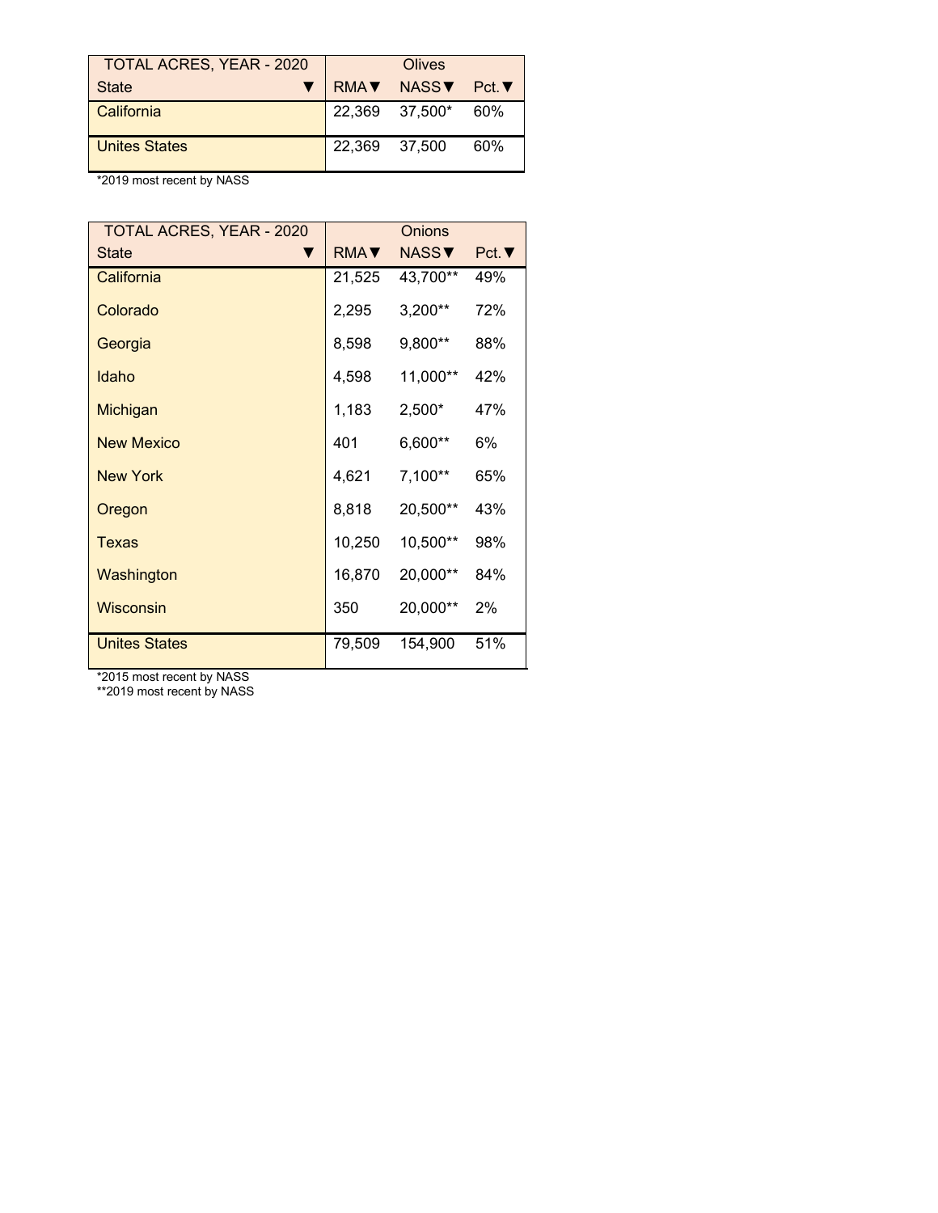| TOTAL ACRES, YEAR - 2020 | Olives | | |
|---|---|---|---|
| State ▼ | RMA▼ | NASS▼ | Pct.▼ |
| California | 22,369 | 37,500* | 60% |
| Unites States | 22,369 | 37,500 | 60% |

*2019 most recent by NASS

| TOTAL ACRES, YEAR - 2020 | Onions | | |
|---|---|---|---|
| State ▼ | RMA▼ | NASS▼ | Pct.▼ |
| California | 21,525 | 43,700** | 49% |
| Colorado | 2,295 | 3,200** | 72% |
| Georgia | 8,598 | 9,800** | 88% |
| Idaho | 4,598 | 11,000** | 42% |
| Michigan | 1,183 | 2,500* | 47% |
| New Mexico | 401 | 6,600** | 6% |
| New York | 4,621 | 7,100** | 65% |
| Oregon | 8,818 | 20,500** | 43% |
| Texas | 10,250 | 10,500** | 98% |
| Washington | 16,870 | 20,000** | 84% |
| Wisconsin | 350 | 20,000** | 2% |
| Unites States | 79,509 | 154,900 | 51% |

*2015 most recent by NASS
**2019 most recent by NASS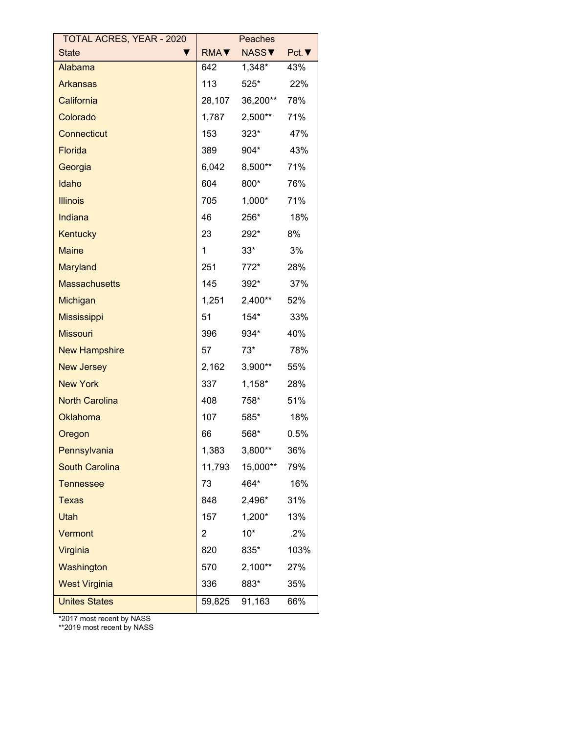| TOTAL ACRES, YEAR - 2020 | Peaches | | |
|---|---|---|---|
| State ▼ | RMA▼ | NASS▼ | Pct.▼ |
| Alabama | 642 | 1,348* | 43% |
| Arkansas | 113 | 525* | 22% |
| California | 28,107 | 36,200** | 78% |
| Colorado | 1,787 | 2,500** | 71% |
| Connecticut | 153 | 323* | 47% |
| Florida | 389 | 904* | 43% |
| Georgia | 6,042 | 8,500** | 71% |
| Idaho | 604 | 800* | 76% |
| Illinois | 705 | 1,000* | 71% |
| Indiana | 46 | 256* | 18% |
| Kentucky | 23 | 292* | 8% |
| Maine | 1 | 33* | 3% |
| Maryland | 251 | 772* | 28% |
| Massachusetts | 145 | 392* | 37% |
| Michigan | 1,251 | 2,400** | 52% |
| Mississippi | 51 | 154* | 33% |
| Missouri | 396 | 934* | 40% |
| New Hampshire | 57 | 73* | 78% |
| New Jersey | 2,162 | 3,900** | 55% |
| New York | 337 | 1,158* | 28% |
| North Carolina | 408 | 758* | 51% |
| Oklahoma | 107 | 585* | 18% |
| Oregon | 66 | 568* | 0.5% |
| Pennsylvania | 1,383 | 3,800** | 36% |
| South Carolina | 11,793 | 15,000** | 79% |
| Tennessee | 73 | 464* | 16% |
| Texas | 848 | 2,496* | 31% |
| Utah | 157 | 1,200* | 13% |
| Vermont | 2 | 10* | .2% |
| Virginia | 820 | 835* | 103% |
| Washington | 570 | 2,100** | 27% |
| West Virginia | 336 | 883* | 35% |
| Unites States | 59,825 | 91,163 | 66% |

*2017 most recent by NASS
**2019 most recent by NASS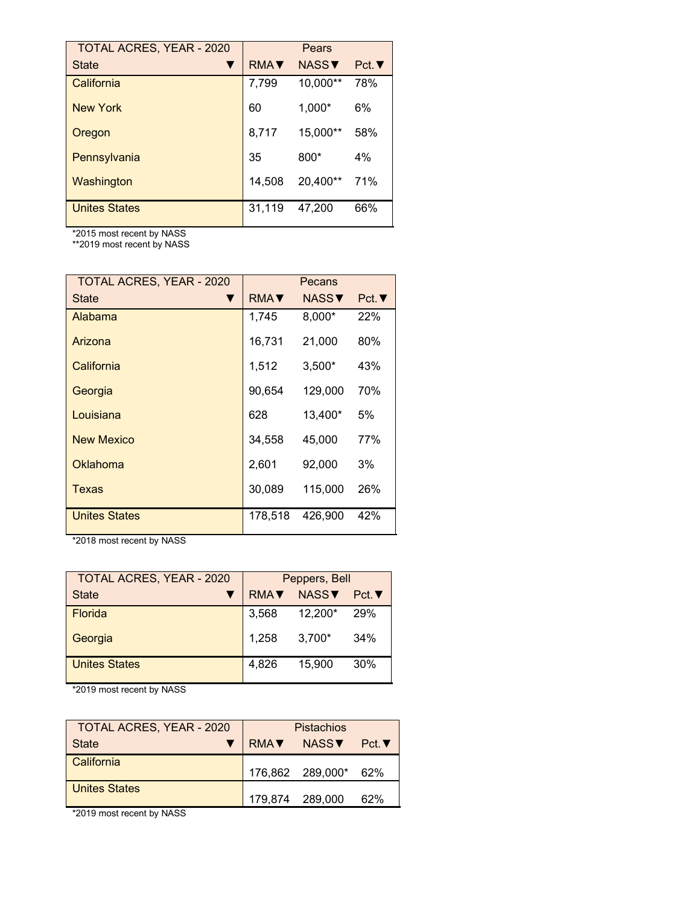| TOTAL ACRES, YEAR - 2020 | Pears | | |
|---|---|---|---|
| State ▼ | RMA▼ | NASS▼ | Pct.▼ |
| California | 7,799 | 10,000** | 78% |
| New York | 60 | 1,000* | 6% |
| Oregon | 8,717 | 15,000** | 58% |
| Pennsylvania | 35 | 800* | 4% |
| Washington | 14,508 | 20,400** | 71% |
| Unites States | 31,119 | 47,200 | 66% |

*2015 most recent by NASS
**2019 most recent by NASS

| TOTAL ACRES, YEAR - 2020 | Pecans | | |
|---|---|---|---|
| State ▼ | RMA▼ | NASS▼ | Pct.▼ |
| Alabama | 1,745 | 8,000* | 22% |
| Arizona | 16,731 | 21,000 | 80% |
| California | 1,512 | 3,500* | 43% |
| Georgia | 90,654 | 129,000 | 70% |
| Louisiana | 628 | 13,400* | 5% |
| New Mexico | 34,558 | 45,000 | 77% |
| Oklahoma | 2,601 | 92,000 | 3% |
| Texas | 30,089 | 115,000 | 26% |
| Unites States | 178,518 | 426,900 | 42% |

*2018 most recent by NASS

| TOTAL ACRES, YEAR - 2020 | Peppers, Bell | | |
|---|---|---|---|
| State ▼ | RMA▼ | NASS▼ | Pct.▼ |
| Florida | 3,568 | 12,200* | 29% |
| Georgia | 1,258 | 3,700* | 34% |
| Unites States | 4,826 | 15,900 | 30% |

*2019 most recent by NASS

| TOTAL ACRES, YEAR - 2020 | Pistachios | | |
|---|---|---|---|
| State ▼ | RMA▼ | NASS▼ | Pct.▼ |
| California | 176,862 | 289,000* | 62% |
| Unites States | 179,874 | 289,000 | 62% |

*2019 most recent by NASS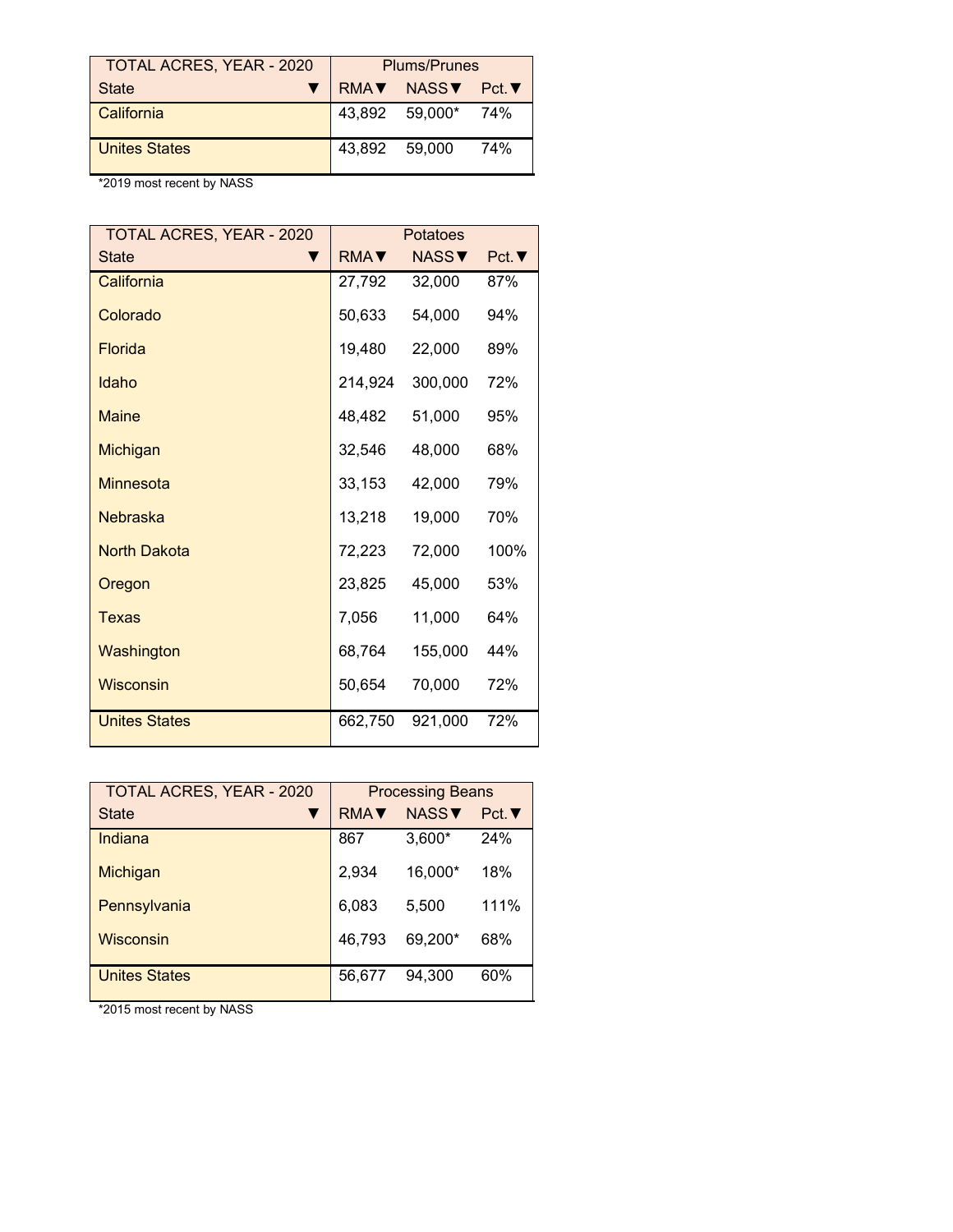| TOTAL ACRES, YEAR - 2020 | Plums/Prunes | | |
|---|---|---|---|
| State ▼ | RMA▼ | NASS▼ | Pct.▼ |
| California | 43,892 | 59,000* | 74% |
| Unites States | 43,892 | 59,000 | 74% |

*2019 most recent by NASS

| TOTAL ACRES, YEAR - 2020 | Potatoes | | |
|---|---|---|---|
| State ▼ | RMA▼ | NASS▼ | Pct.▼ |
| California | 27,792 | 32,000 | 87% |
| Colorado | 50,633 | 54,000 | 94% |
| Florida | 19,480 | 22,000 | 89% |
| Idaho | 214,924 | 300,000 | 72% |
| Maine | 48,482 | 51,000 | 95% |
| Michigan | 32,546 | 48,000 | 68% |
| Minnesota | 33,153 | 42,000 | 79% |
| Nebraska | 13,218 | 19,000 | 70% |
| North Dakota | 72,223 | 72,000 | 100% |
| Oregon | 23,825 | 45,000 | 53% |
| Texas | 7,056 | 11,000 | 64% |
| Washington | 68,764 | 155,000 | 44% |
| Wisconsin | 50,654 | 70,000 | 72% |
| Unites States | 662,750 | 921,000 | 72% |

| TOTAL ACRES, YEAR - 2020 | Processing Beans | | |
|---|---|---|---|
| State ▼ | RMA▼ | NASS▼ | Pct.▼ |
| Indiana | 867 | 3,600* | 24% |
| Michigan | 2,934 | 16,000* | 18% |
| Pennsylvania | 6,083 | 5,500 | 111% |
| Wisconsin | 46,793 | 69,200* | 68% |
| Unites States | 56,677 | 94,300 | 60% |

*2015 most recent by NASS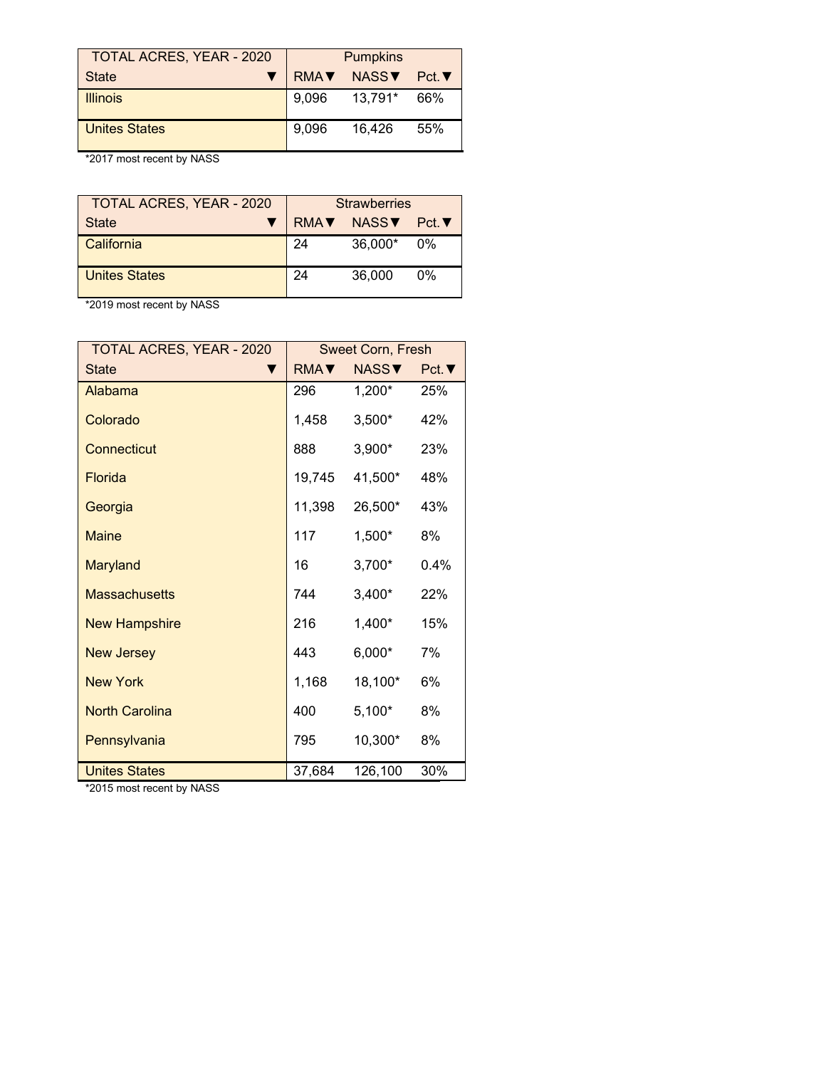| TOTAL ACRES, YEAR - 2020 | Pumpkins | | |
|---|---|---|---|
| State ▼ | RMA▼ | NASS▼ | Pct.▼ |
| Illinois | 9,096 | 13,791* | 66% |
| Unites States | 9,096 | 16,426 | 55% |

*2017 most recent by NASS

| TOTAL ACRES, YEAR - 2020 | Strawberries | | |
|---|---|---|---|
| State ▼ | RMA▼ | NASS▼ | Pct.▼ |
| California | 24 | 36,000* | 0% |
| Unites States | 24 | 36,000 | 0% |

*2019 most recent by NASS

| TOTAL ACRES, YEAR - 2020 | Sweet Corn, Fresh | | |
|---|---|---|---|
| State ▼ | RMA▼ | NASS▼ | Pct.▼ |
| Alabama | 296 | 1,200* | 25% |
| Colorado | 1,458 | 3,500* | 42% |
| Connecticut | 888 | 3,900* | 23% |
| Florida | 19,745 | 41,500* | 48% |
| Georgia | 11,398 | 26,500* | 43% |
| Maine | 117 | 1,500* | 8% |
| Maryland | 16 | 3,700* | 0.4% |
| Massachusetts | 744 | 3,400* | 22% |
| New Hampshire | 216 | 1,400* | 15% |
| New Jersey | 443 | 6,000* | 7% |
| New York | 1,168 | 18,100* | 6% |
| North Carolina | 400 | 5,100* | 8% |
| Pennsylvania | 795 | 10,300* | 8% |
| Unites States | 37,684 | 126,100 | 30% |

*2015 most recent by NASS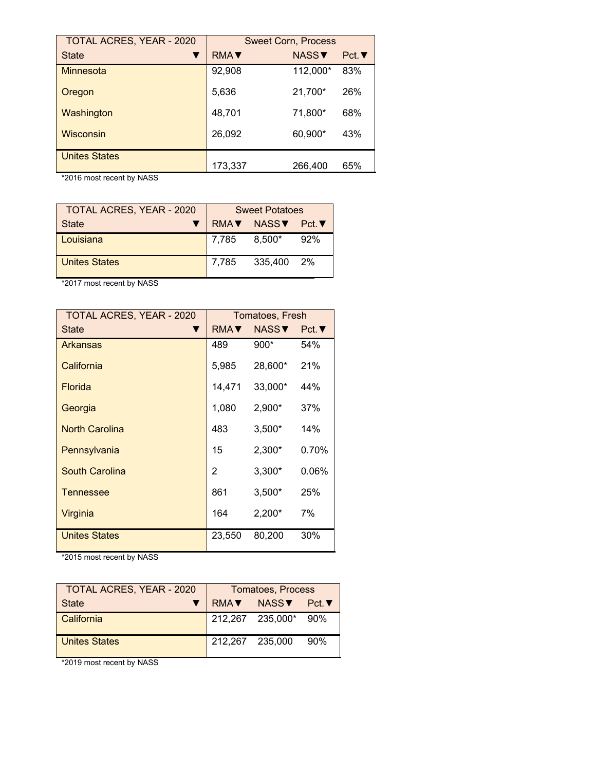| TOTAL ACRES, YEAR - 2020 | Sweet Corn, Process | | |
|---|---|---|---|
| State ▼ | RMA▼ | NASS▼ | Pct.▼ |
| Minnesota | 92,908 | 112,000* | 83% |
| Oregon | 5,636 | 21,700* | 26% |
| Washington | 48,701 | 71,800* | 68% |
| Wisconsin | 26,092 | 60,900* | 43% |
| Unites States | 173,337 | 266,400 | 65% |

*2016 most recent by NASS

| TOTAL ACRES, YEAR - 2020 | Sweet Potatoes | | |
|---|---|---|---|
| State ▼ | RMA▼ | NASS▼ | Pct.▼ |
| Louisiana | 7,785 | 8,500* | 92% |
| Unites States | 7,785 | 335,400 | 2% |

*2017 most recent by NASS

| TOTAL ACRES, YEAR - 2020 | Tomatoes, Fresh | | |
|---|---|---|---|
| State ▼ | RMA▼ | NASS▼ | Pct.▼ |
| Arkansas | 489 | 900* | 54% |
| California | 5,985 | 28,600* | 21% |
| Florida | 14,471 | 33,000* | 44% |
| Georgia | 1,080 | 2,900* | 37% |
| North Carolina | 483 | 3,500* | 14% |
| Pennsylvania | 15 | 2,300* | 0.70% |
| South Carolina | 2 | 3,300* | 0.06% |
| Tennessee | 861 | 3,500* | 25% |
| Virginia | 164 | 2,200* | 7% |
| Unites States | 23,550 | 80,200 | 30% |

*2015 most recent by NASS

| TOTAL ACRES, YEAR - 2020 | Tomatoes, Process | | |
|---|---|---|---|
| State ▼ | RMA▼ | NASS▼ | Pct.▼ |
| California | 212,267 | 235,000* | 90% |
| Unites States | 212,267 | 235,000 | 90% |

*2019 most recent by NASS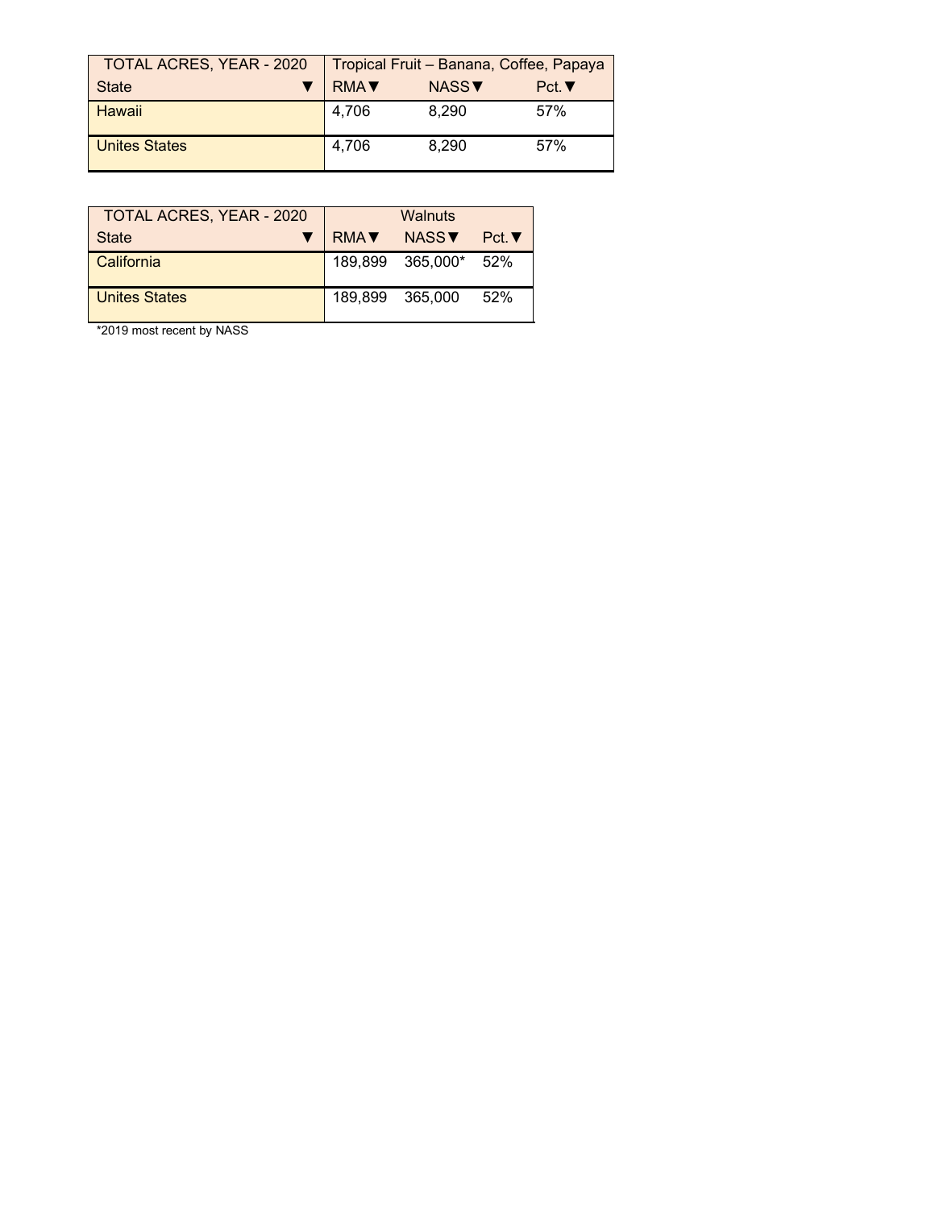| TOTAL ACRES, YEAR - 2020 | Tropical Fruit – Banana, Coffee, Papaya | | |
|---|---|---|---|
| State ▼ | RMA▼ | NASS▼ | Pct.▼ |
| Hawaii | 4,706 | 8,290 | 57% |
| Unites States | 4,706 | 8,290 | 57% |

| TOTAL ACRES, YEAR - 2020 | Walnuts | | |
|---|---|---|---|
| State ▼ | RMA▼ | NASS▼ | Pct.▼ |
| California | 189,899 | 365,000* | 52% |
| Unites States | 189,899 | 365,000 | 52% |

*2019 most recent by NASS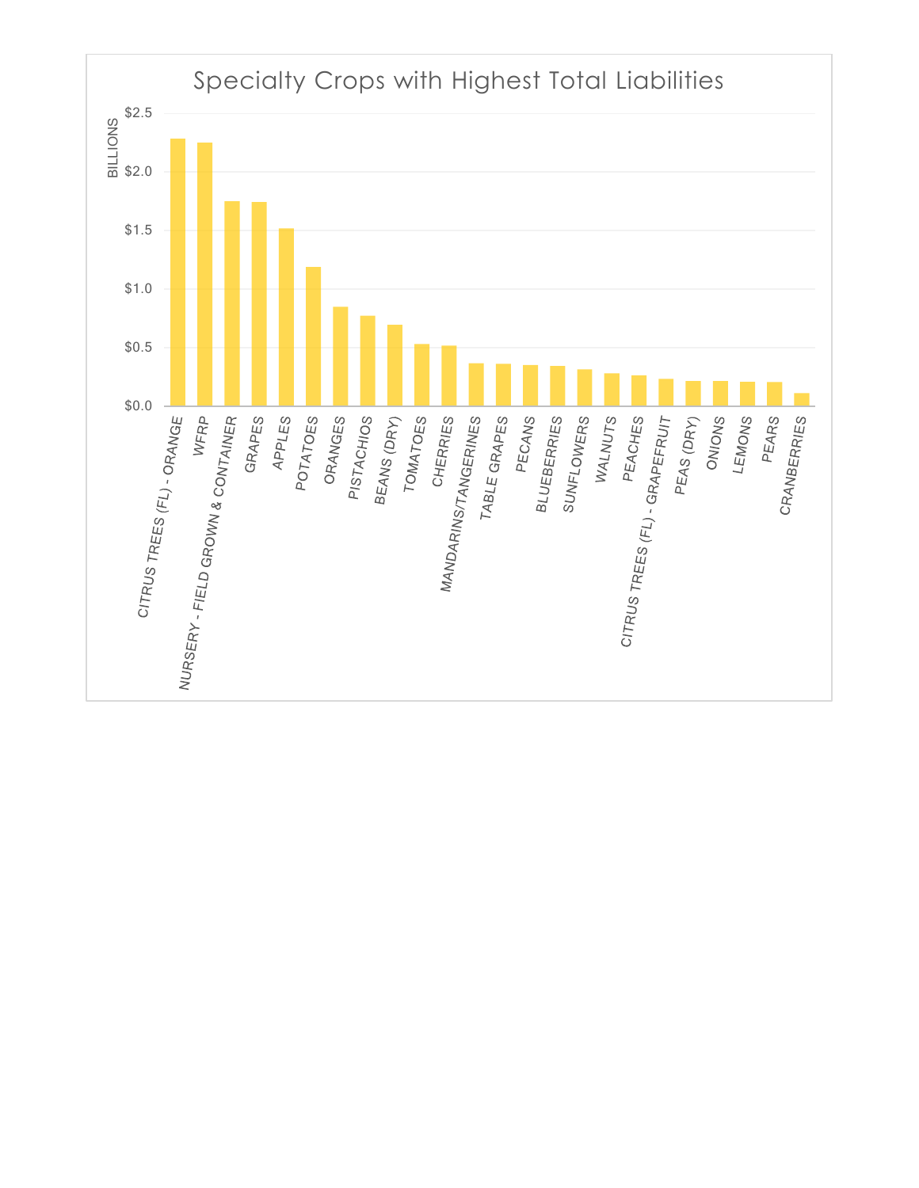Specialty Crops with Highest Total Liabilities

BILLIONS

$2.5
$2.0
$1.5
$1.0
$0.5
$0.0

CITRUS TREES (FL) - ORANGE
WFRP
NURSERY - FIELD GROWN & CONTAINER
GRAPES
APPLES
POTATOES
ORANGES
PISTACHIOS
BEANS (DRY)
TOMATOES
CHERRIES
MANDARINS/TANGERINES
TABLE GRAPES
PECANS
BLUEBERRIES
SUNFLOWERS
WALNUTS
PEACHES
CITRUS TREES (FL) - GRAPEFRUIT
PEAS (DRY)
ONIONS
LEMONS
PEARS
CRANBERRIES